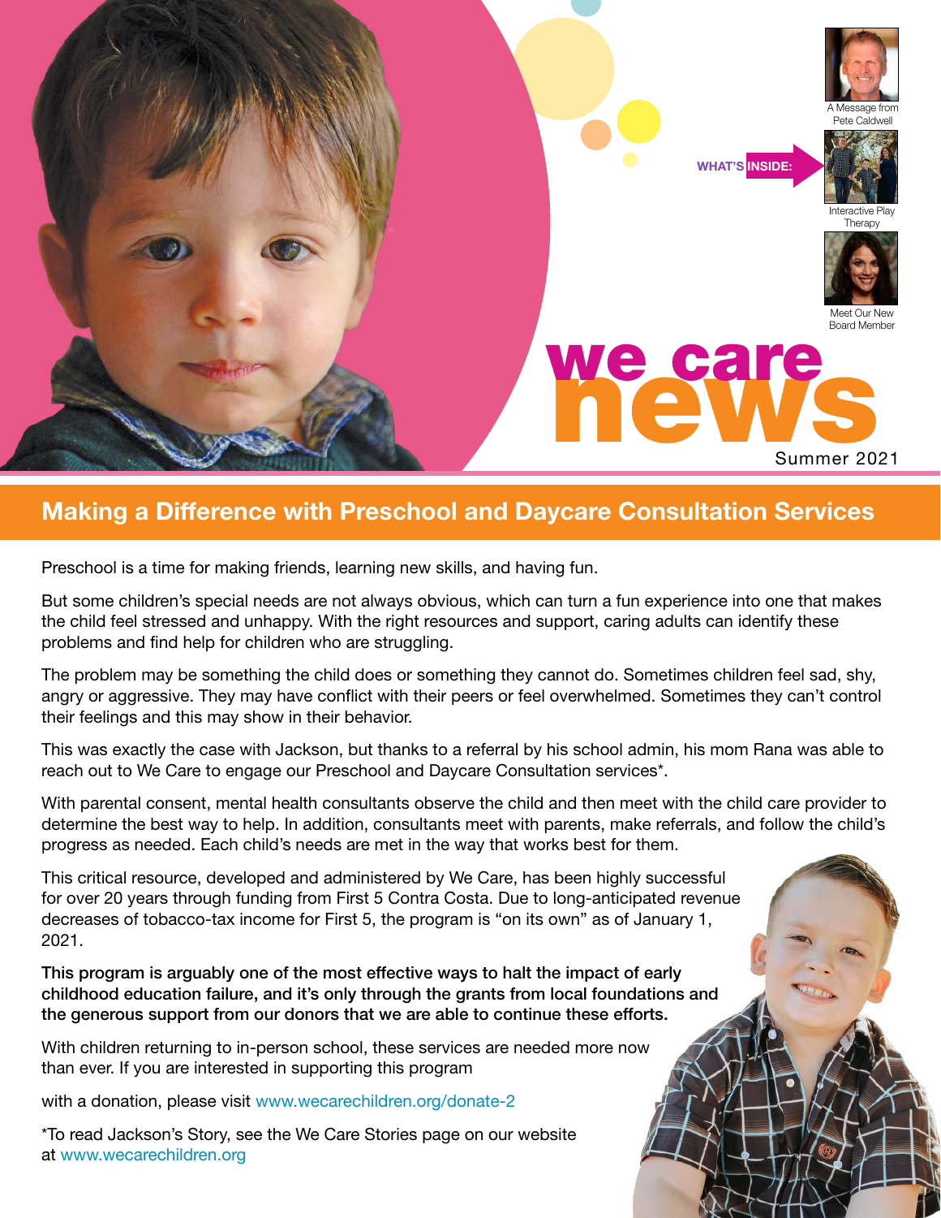# we care news

Summer 2021

**WHAT'S INSIDE:**

- A Message from Pete Caldwell
- Interactive Play Therapy
- Meet Our New Board Member

## Making a Difference with Preschool and Daycare Consultation Services

Preschool is a time for making friends, learning new skills, and having fun.

But some children's special needs are not always obvious, which can turn a fun experience into one that makes the child feel stressed and unhappy. With the right resources and support, caring adults can identify these problems and find help for children who are struggling.

The problem may be something the child does or something they cannot do. Sometimes children feel sad, shy, angry or aggressive. They may have conflict with their peers or feel overwhelmed. Sometimes they can't control their feelings and this may show in their behavior.

This was exactly the case with Jackson, but thanks to a referral by his school admin, his mom Rana was able to reach out to We Care to engage our Preschool and Daycare Consultation services*.

With parental consent, mental health consultants observe the child and then meet with the child care provider to determine the best way to help. In addition, consultants meet with parents, make referrals, and follow the child's progress as needed. Each child's needs are met in the way that works best for them.

This critical resource, developed and administered by We Care, has been highly successful for over 20 years through funding from First 5 Contra Costa. Due to long-anticipated revenue decreases of tobacco-tax income for First 5, the program is "on its own" as of January 1, 2021.

**This program is arguably one of the most effective ways to halt the impact of early childhood education failure, and it's only through the grants from local foundations and the generous support from our donors that we are able to continue these efforts.**

With children returning to in-person school, these services are needed more now than ever. If you are interested in supporting this program

with a donation, please visit www.wecarechildren.org/donate-2

*To read Jackson's Story, see the We Care Stories page on our website at www.wecarechildren.org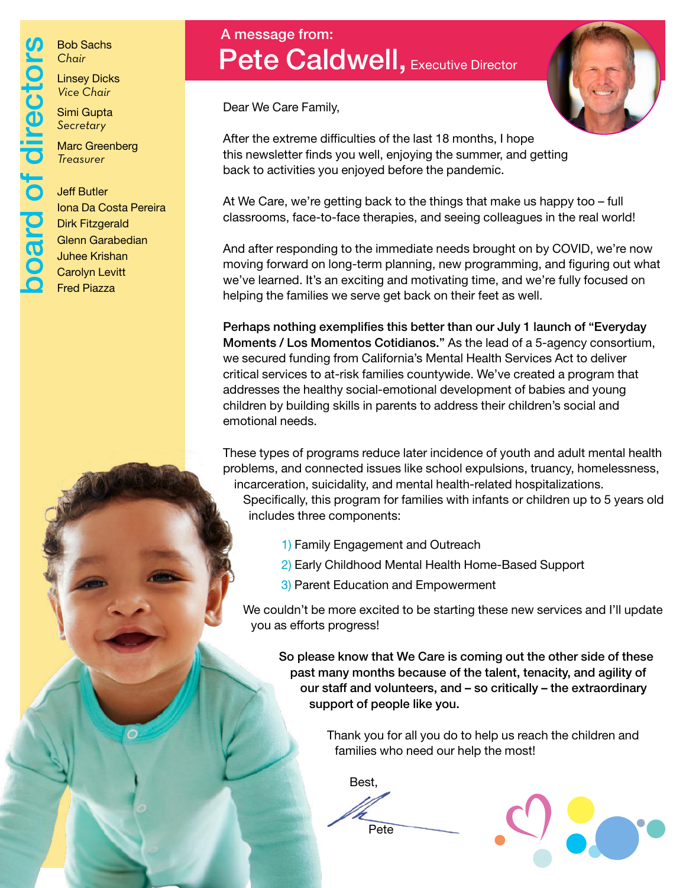## board of directors

Bob Sachs
*Chair*

Linsey Dicks
*Vice Chair*

Simi Gupta
*Secretary*

Marc Greenberg
*Treasurer*

Jeff Butler
Iona Da Costa Pereira
Dirk Fitzgerald
Glenn Garabedian
Juhee Krishan
Carolyn Levitt
Fred Piazza

# A message from: Pete Caldwell, Executive Director

Dear We Care Family,

After the extreme difficulties of the last 18 months, I hope this newsletter finds you well, enjoying the summer, and getting back to activities you enjoyed before the pandemic.

At We Care, we're getting back to the things that make us happy too – full classrooms, face-to-face therapies, and seeing colleagues in the real world!

And after responding to the immediate needs brought on by COVID, we're now moving forward on long-term planning, new programming, and figuring out what we've learned. It's an exciting and motivating time, and we're fully focused on helping the families we serve get back on their feet as well.

**Perhaps nothing exemplifies this better than our July 1 launch of "Everyday Moments / Los Momentos Cotidianos."** As the lead of a 5-agency consortium, we secured funding from California's Mental Health Services Act to deliver critical services to at-risk families countywide. We've created a program that addresses the healthy social-emotional development of babies and young children by building skills in parents to address their children's social and emotional needs.

These types of programs reduce later incidence of youth and adult mental health problems, and connected issues like school expulsions, truancy, homelessness, incarceration, suicidality, and mental health-related hospitalizations. Specifically, this program for families with infants or children up to 5 years old includes three components:

1) Family Engagement and Outreach
2) Early Childhood Mental Health Home-Based Support
3) Parent Education and Empowerment

We couldn't be more excited to be starting these new services and I'll update you as efforts progress!

**So please know that We Care is coming out the other side of these past many months because of the talent, tenacity, and agility of our staff and volunteers, and – so critically – the extraordinary support of people like you.**

Thank you for all you do to help us reach the children and families who need our help the most!

Best,

Pete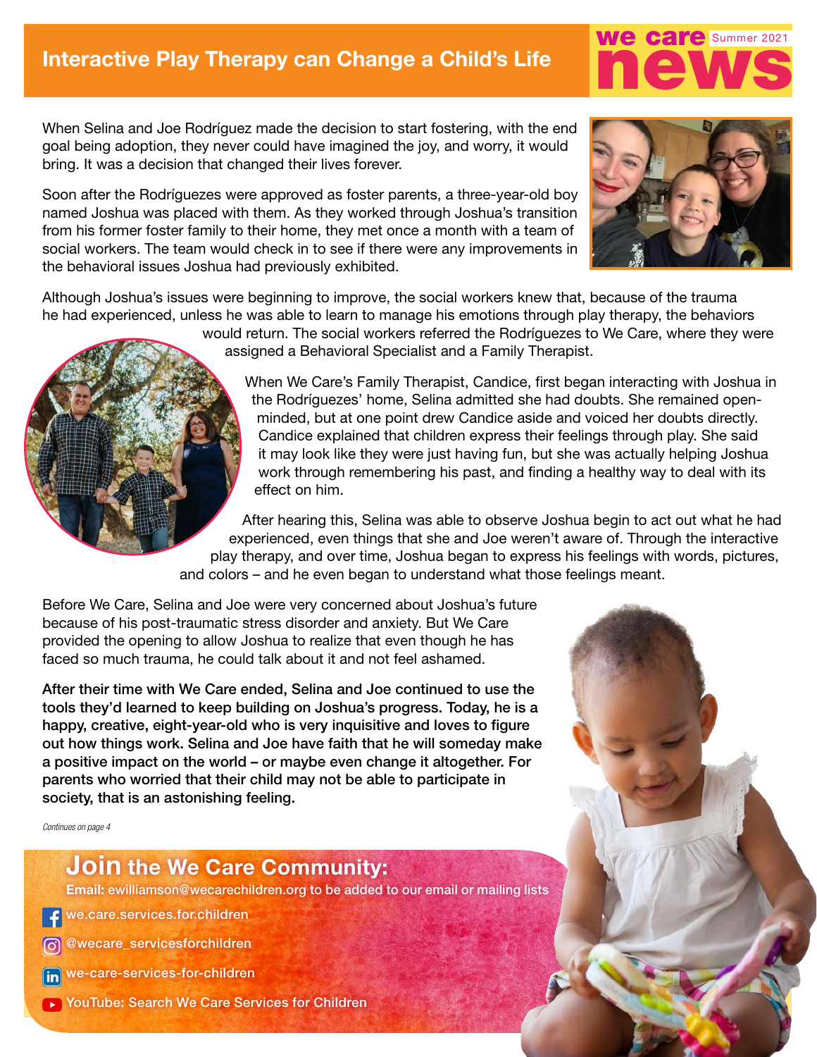# Interactive Play Therapy can Change a Child's Life

we care news Summer 2021

When Selina and Joe Rodríguez made the decision to start fostering, with the end goal being adoption, they never could have imagined the joy, and worry, it would bring. It was a decision that changed their lives forever.

Soon after the Rodríguezes were approved as foster parents, a three-year-old boy named Joshua was placed with them. As they worked through Joshua's transition from his former foster family to their home, they met once a month with a team of social workers. The team would check in to see if there were any improvements in the behavioral issues Joshua had previously exhibited.

Although Joshua's issues were beginning to improve, the social workers knew that, because of the trauma he had experienced, unless he was able to learn to manage his emotions through play therapy, the behaviors would return. The social workers referred the Rodríguezes to We Care, where they were assigned a Behavioral Specialist and a Family Therapist.

When We Care's Family Therapist, Candice, first began interacting with Joshua in the Rodríguezes' home, Selina admitted she had doubts. She remained open-minded, but at one point drew Candice aside and voiced her doubts directly. Candice explained that children express their feelings through play. She said it may look like they were just having fun, but she was actually helping Joshua work through remembering his past, and finding a healthy way to deal with its effect on him.

After hearing this, Selina was able to observe Joshua begin to act out what he had experienced, even things that she and Joe weren't aware of. Through the interactive play therapy, and over time, Joshua began to express his feelings with words, pictures, and colors – and he even began to understand what those feelings meant.

Before We Care, Selina and Joe were very concerned about Joshua's future because of his post-traumatic stress disorder and anxiety. But We Care provided the opening to allow Joshua to realize that even though he has faced so much trauma, he could talk about it and not feel ashamed.

**After their time with We Care ended, Selina and Joe continued to use the tools they'd learned to keep building on Joshua's progress. Today, he is a happy, creative, eight-year-old who is very inquisitive and loves to figure out how things work. Selina and Joe have faith that he will someday make a positive impact on the world – or maybe even change it altogether. For parents who worried that their child may not be able to participate in society, that is an astonishing feeling.**

*Continues on page 4*

## Join the We Care Community:

**Email:** ewilliamson@wecarechildren.org to be added to our email or mailing lists

- we.care.services.for.children
- @wecare_servicesforchildren
- we-care-services-for-children
- YouTube: Search We Care Services for Children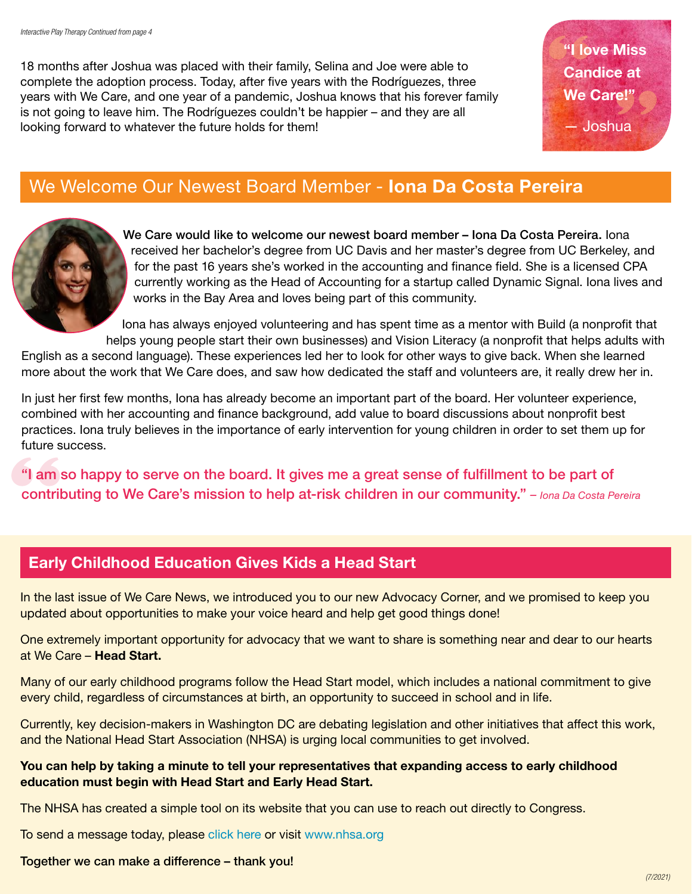*Interactive Play Therapy Continued from page 4*

18 months after Joshua was placed with their family, Selina and Joe were able to complete the adoption process. Today, after five years with the Rodríguezes, three years with We Care, and one year of a pandemic, Joshua knows that his forever family is not going to leave him. The Rodríguezes couldn't be happier – and they are all looking forward to whatever the future holds for them!

> **"I love Miss Candice at We Care!"**
> — Joshua

## We Welcome Our Newest Board Member - **Iona Da Costa Pereira**

**We Care would like to welcome our newest board member – Iona Da Costa Pereira.** Iona received her bachelor's degree from UC Davis and her master's degree from UC Berkeley, and for the past 16 years she's worked in the accounting and finance field. She is a licensed CPA currently working as the Head of Accounting for a startup called Dynamic Signal. Iona lives and works in the Bay Area and loves being part of this community.

Iona has always enjoyed volunteering and has spent time as a mentor with Build (a nonprofit that helps young people start their own businesses) and Vision Literacy (a nonprofit that helps adults with English as a second language). These experiences led her to look for other ways to give back. When she learned more about the work that We Care does, and saw how dedicated the staff and volunteers are, it really drew her in.

In just her first few months, Iona has already become an important part of the board. Her volunteer experience, combined with her accounting and finance background, add value to board discussions about nonprofit best practices. Iona truly believes in the importance of early intervention for young children in order to set them up for future success.

> "I am so happy to serve on the board. It gives me a great sense of fulfillment to be part of contributing to We Care's mission to help at-risk children in our community." *– Iona Da Costa Pereira*

## Early Childhood Education Gives Kids a Head Start

In the last issue of We Care News, we introduced you to our new Advocacy Corner, and we promised to keep you updated about opportunities to make your voice heard and help get good things done!

One extremely important opportunity for advocacy that we want to share is something near and dear to our hearts at We Care – **Head Start.**

Many of our early childhood programs follow the Head Start model, which includes a national commitment to give every child, regardless of circumstances at birth, an opportunity to succeed in school and in life.

Currently, key decision-makers in Washington DC are debating legislation and other initiatives that affect this work, and the National Head Start Association (NHSA) is urging local communities to get involved.

**You can help by taking a minute to tell your representatives that expanding access to early childhood education must begin with Head Start and Early Head Start.**

The NHSA has created a simple tool on its website that you can use to reach out directly to Congress.

To send a message today, please click here or visit www.nhsa.org

Together we can make a difference – thank you!

*(7/2021)*